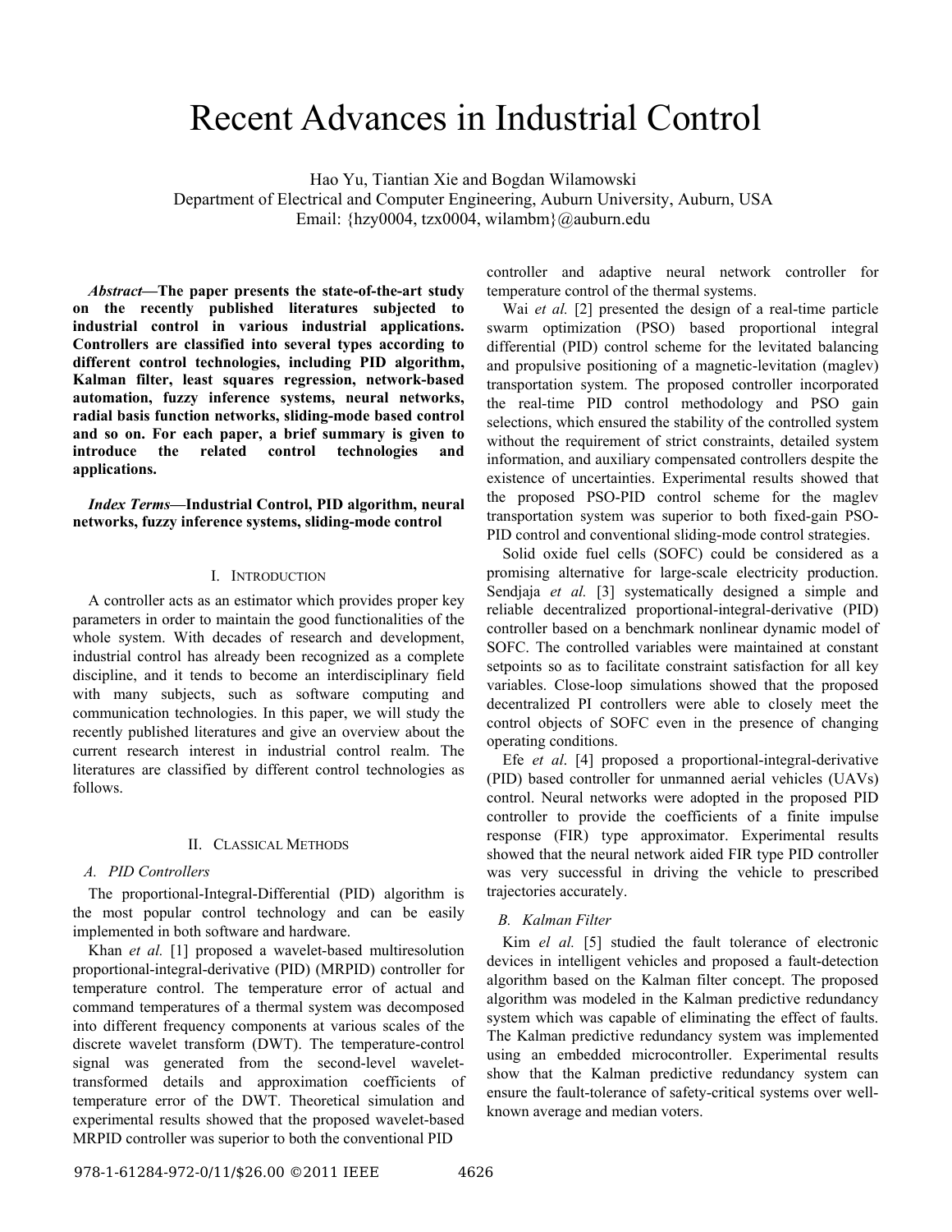# Recent Advances in Industrial Control

Hao Yu, Tiantian Xie and Bogdan Wilamowski
Department of Electrical and Computer Engineering, Auburn University, Auburn, USA
Email: {hzy0004, tzx0004, wilambm}@auburn.edu

***Abstract*—The paper presents the state-of-the-art study on the recently published literatures subjected to industrial control in various industrial applications. Controllers are classified into several types according to different control technologies, including PID algorithm, Kalman filter, least squares regression, network-based automation, fuzzy inference systems, neural networks, radial basis function networks, sliding-mode based control and so on. For each paper, a brief summary is given to introduce the related control technologies and applications.**

***Index Terms*—Industrial Control, PID algorithm, neural networks, fuzzy inference systems, sliding-mode control**

## I. Introduction

A controller acts as an estimator which provides proper key parameters in order to maintain the good functionalities of the whole system. With decades of research and development, industrial control has already been recognized as a complete discipline, and it tends to become an interdisciplinary field with many subjects, such as software computing and communication technologies. In this paper, we will study the recently published literatures and give an overview about the current research interest in industrial control realm. The literatures are classified by different control technologies as follows.

## II. Classical Methods

### A. PID Controllers

The proportional-Integral-Differential (PID) algorithm is the most popular control technology and can be easily implemented in both software and hardware.

Khan *et al.* [1] proposed a wavelet-based multiresolution proportional-integral-derivative (PID) (MRPID) controller for temperature control. The temperature error of actual and command temperatures of a thermal system was decomposed into different frequency components at various scales of the discrete wavelet transform (DWT). The temperature-control signal was generated from the second-level wavelet-transformed details and approximation coefficients of temperature error of the DWT. Theoretical simulation and experimental results showed that the proposed wavelet-based MRPID controller was superior to both the conventional PID controller and adaptive neural network controller for temperature control of the thermal systems.

Wai *et al.* [2] presented the design of a real-time particle swarm optimization (PSO) based proportional integral differential (PID) control scheme for the levitated balancing and propulsive positioning of a magnetic-levitation (maglev) transportation system. The proposed controller incorporated the real-time PID control methodology and PSO gain selections, which ensured the stability of the controlled system without the requirement of strict constraints, detailed system information, and auxiliary compensated controllers despite the existence of uncertainties. Experimental results showed that the proposed PSO-PID control scheme for the maglev transportation system was superior to both fixed-gain PSO-PID control and conventional sliding-mode control strategies.

Solid oxide fuel cells (SOFC) could be considered as a promising alternative for large-scale electricity production. Sendjaja *et al.* [3] systematically designed a simple and reliable decentralized proportional-integral-derivative (PID) controller based on a benchmark nonlinear dynamic model of SOFC. The controlled variables were maintained at constant setpoints so as to facilitate constraint satisfaction for all key variables. Close-loop simulations showed that the proposed decentralized PI controllers were able to closely meet the control objects of SOFC even in the presence of changing operating conditions.

Efe *et al*. [4] proposed a proportional-integral-derivative (PID) based controller for unmanned aerial vehicles (UAVs) control. Neural networks were adopted in the proposed PID controller to provide the coefficients of a finite impulse response (FIR) type approximator. Experimental results showed that the neural network aided FIR type PID controller was very successful in driving the vehicle to prescribed trajectories accurately.

### B. Kalman Filter

Kim *el al.* [5] studied the fault tolerance of electronic devices in intelligent vehicles and proposed a fault-detection algorithm based on the Kalman filter concept. The proposed algorithm was modeled in the Kalman predictive redundancy system which was capable of eliminating the effect of faults. The Kalman predictive redundancy system was implemented using an embedded microcontroller. Experimental results show that the Kalman predictive redundancy system can ensure the fault-tolerance of safety-critical systems over well-known average and median voters.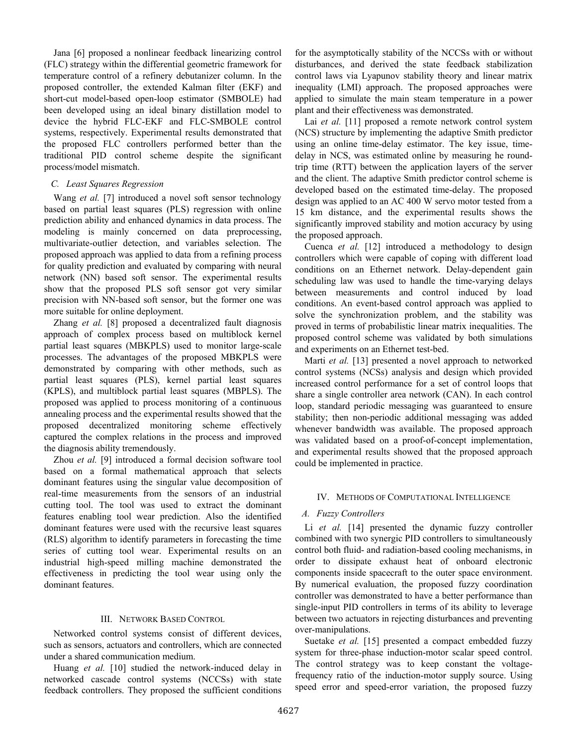Jana [6] proposed a nonlinear feedback linearizing control (FLC) strategy within the differential geometric framework for temperature control of a refinery debutanizer column. In the proposed controller, the extended Kalman filter (EKF) and short-cut model-based open-loop estimator (SMBOLE) had been developed using an ideal binary distillation model to device the hybrid FLC-EKF and FLC-SMBOLE control systems, respectively. Experimental results demonstrated that the proposed FLC controllers performed better than the traditional PID control scheme despite the significant process/model mismatch.

### C. Least Squares Regression

Wang *et al.* [7] introduced a novel soft sensor technology based on partial least squares (PLS) regression with online prediction ability and enhanced dynamics in data process. The modeling is mainly concerned on data preprocessing, multivariate-outlier detection, and variables selection. The proposed approach was applied to data from a refining process for quality prediction and evaluated by comparing with neural network (NN) based soft sensor. The experimental results show that the proposed PLS soft sensor got very similar precision with NN-based soft sensor, but the former one was more suitable for online deployment.

Zhang *et al.* [8] proposed a decentralized fault diagnosis approach of complex process based on multiblock kernel partial least squares (MBKPLS) used to monitor large-scale processes. The advantages of the proposed MBKPLS were demonstrated by comparing with other methods, such as partial least squares (PLS), kernel partial least squares (KPLS), and multiblock partial least squares (MBPLS). The proposed was applied to process monitoring of a continuous annealing process and the experimental results showed that the proposed decentralized monitoring scheme effectively captured the complex relations in the process and improved the diagnosis ability tremendously.

Zhou *et al.* [9] introduced a formal decision software tool based on a formal mathematical approach that selects dominant features using the singular value decomposition of real-time measurements from the sensors of an industrial cutting tool. The tool was used to extract the dominant features enabling tool wear prediction. Also the identified dominant features were used with the recursive least squares (RLS) algorithm to identify parameters in forecasting the time series of cutting tool wear. Experimental results on an industrial high-speed milling machine demonstrated the effectiveness in predicting the tool wear using only the dominant features.

## III. Network Based Control

Networked control systems consist of different devices, such as sensors, actuators and controllers, which are connected under a shared communication medium.

Huang *et al.* [10] studied the network-induced delay in networked cascade control systems (NCCSs) with state feedback controllers. They proposed the sufficient conditions for the asymptotically stability of the NCCSs with or without disturbances, and derived the state feedback stabilization control laws via Lyapunov stability theory and linear matrix inequality (LMI) approach. The proposed approaches were applied to simulate the main steam temperature in a power plant and their effectiveness was demonstrated.

Lai *et al.* [11] proposed a remote network control system (NCS) structure by implementing the adaptive Smith predictor using an online time-delay estimator. The key issue, time-delay in NCS, was estimated online by measuring he round-trip time (RTT) between the application layers of the server and the client. The adaptive Smith predictor control scheme is developed based on the estimated time-delay. The proposed design was applied to an AC 400 W servo motor tested from a 15 km distance, and the experimental results shows the significantly improved stability and motion accuracy by using the proposed approach.

Cuenca *et al.* [12] introduced a methodology to design controllers which were capable of coping with different load conditions on an Ethernet network. Delay-dependent gain scheduling law was used to handle the time-varying delays between measurements and control induced by load conditions. An event-based control approach was applied to solve the synchronization problem, and the stability was proved in terms of probabilistic linear matrix inequalities. The proposed control scheme was validated by both simulations and experiments on an Ethernet test-bed.

Marti *et al.* [13] presented a novel approach to networked control systems (NCSs) analysis and design which provided increased control performance for a set of control loops that share a single controller area network (CAN). In each control loop, standard periodic messaging was guaranteed to ensure stability; then non-periodic additional messaging was added whenever bandwidth was available. The proposed approach was validated based on a proof-of-concept implementation, and experimental results showed that the proposed approach could be implemented in practice.

## IV. Methods of Computational Intelligence

### A. Fuzzy Controllers

Li *et al.* [14] presented the dynamic fuzzy controller combined with two synergic PID controllers to simultaneously control both fluid- and radiation-based cooling mechanisms, in order to dissipate exhaust heat of onboard electronic components inside spacecraft to the outer space environment. By numerical evaluation, the proposed fuzzy coordination controller was demonstrated to have a better performance than single-input PID controllers in terms of its ability to leverage between two actuators in rejecting disturbances and preventing over-manipulations.

Suetake *et al.* [15] presented a compact embedded fuzzy system for three-phase induction-motor scalar speed control. The control strategy was to keep constant the voltage-frequency ratio of the induction-motor supply source. Using speed error and speed-error variation, the proposed fuzzy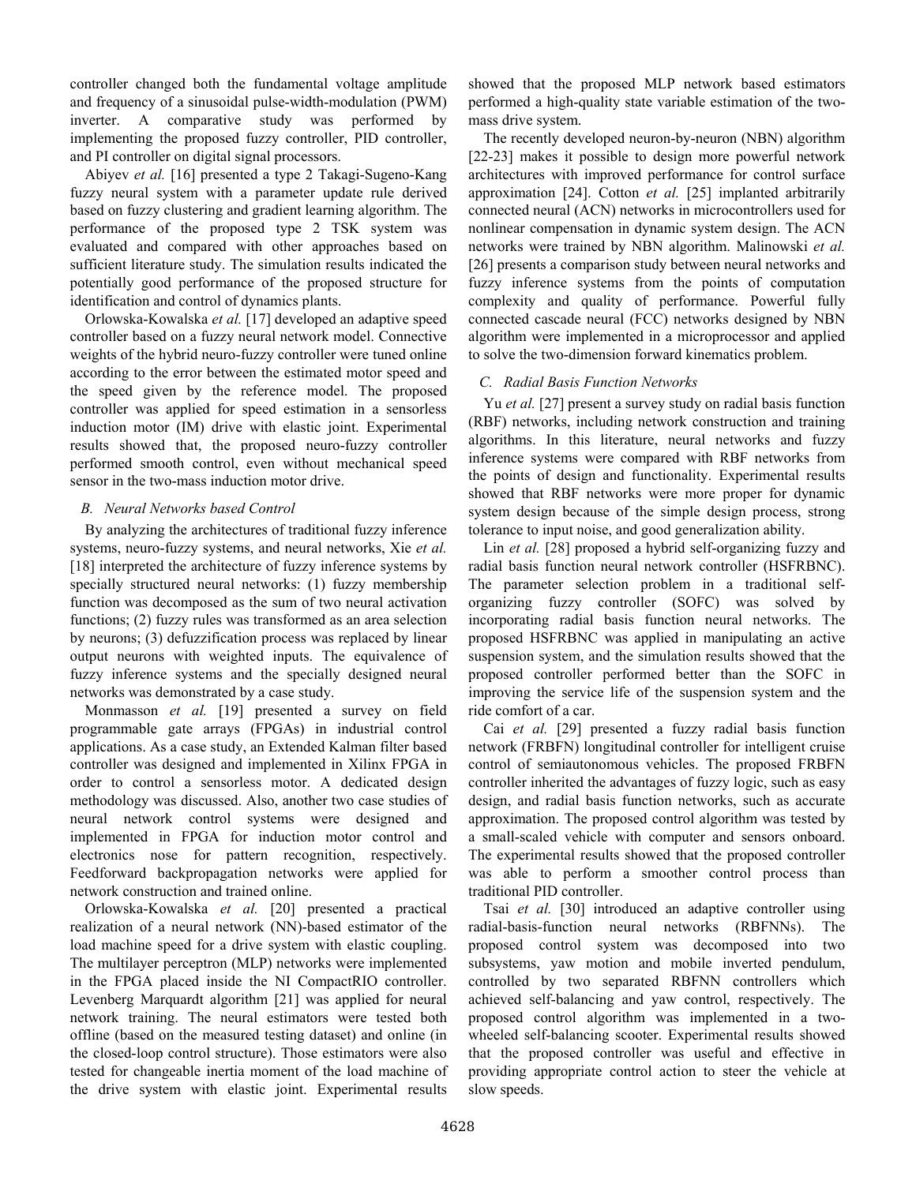controller changed both the fundamental voltage amplitude and frequency of a sinusoidal pulse-width-modulation (PWM) inverter. A comparative study was performed by implementing the proposed fuzzy controller, PID controller, and PI controller on digital signal processors.

Abiyev *et al.* [16] presented a type 2 Takagi-Sugeno-Kang fuzzy neural system with a parameter update rule derived based on fuzzy clustering and gradient learning algorithm. The performance of the proposed type 2 TSK system was evaluated and compared with other approaches based on sufficient literature study. The simulation results indicated the potentially good performance of the proposed structure for identification and control of dynamics plants.

Orlowska-Kowalska *et al.* [17] developed an adaptive speed controller based on a fuzzy neural network model. Connective weights of the hybrid neuro-fuzzy controller were tuned online according to the error between the estimated motor speed and the speed given by the reference model. The proposed controller was applied for speed estimation in a sensorless induction motor (IM) drive with elastic joint. Experimental results showed that, the proposed neuro-fuzzy controller performed smooth control, even without mechanical speed sensor in the two-mass induction motor drive.

### *B. Neural Networks based Control*

By analyzing the architectures of traditional fuzzy inference systems, neuro-fuzzy systems, and neural networks, Xie *et al.* [18] interpreted the architecture of fuzzy inference systems by specially structured neural networks: (1) fuzzy membership function was decomposed as the sum of two neural activation functions; (2) fuzzy rules was transformed as an area selection by neurons; (3) defuzzification process was replaced by linear output neurons with weighted inputs. The equivalence of fuzzy inference systems and the specially designed neural networks was demonstrated by a case study.

Monmasson *et al.* [19] presented a survey on field programmable gate arrays (FPGAs) in industrial control applications. As a case study, an Extended Kalman filter based controller was designed and implemented in Xilinx FPGA in order to control a sensorless motor. A dedicated design methodology was discussed. Also, another two case studies of neural network control systems were designed and implemented in FPGA for induction motor control and electronics nose for pattern recognition, respectively. Feedforward backpropagation networks were applied for network construction and trained online.

Orlowska-Kowalska *et al.* [20] presented a practical realization of a neural network (NN)-based estimator of the load machine speed for a drive system with elastic coupling. The multilayer perceptron (MLP) networks were implemented in the FPGA placed inside the NI CompactRIO controller. Levenberg Marquardt algorithm [21] was applied for neural network training. The neural estimators were tested both offline (based on the measured testing dataset) and online (in the closed-loop control structure). Those estimators were also tested for changeable inertia moment of the load machine of the drive system with elastic joint. Experimental results showed that the proposed MLP network based estimators performed a high-quality state variable estimation of the two-mass drive system.

The recently developed neuron-by-neuron (NBN) algorithm [22-23] makes it possible to design more powerful network architectures with improved performance for control surface approximation [24]. Cotton *et al.* [25] implanted arbitrarily connected neural (ACN) networks in microcontrollers used for nonlinear compensation in dynamic system design. The ACN networks were trained by NBN algorithm. Malinowski *et al.* [26] presents a comparison study between neural networks and fuzzy inference systems from the points of computation complexity and quality of performance. Powerful fully connected cascade neural (FCC) networks designed by NBN algorithm were implemented in a microprocessor and applied to solve the two-dimension forward kinematics problem.

### *C. Radial Basis Function Networks*

Yu *et al.* [27] present a survey study on radial basis function (RBF) networks, including network construction and training algorithms. In this literature, neural networks and fuzzy inference systems were compared with RBF networks from the points of design and functionality. Experimental results showed that RBF networks were more proper for dynamic system design because of the simple design process, strong tolerance to input noise, and good generalization ability.

Lin *et al.* [28] proposed a hybrid self-organizing fuzzy and radial basis function neural network controller (HSFRBNC). The parameter selection problem in a traditional self-organizing fuzzy controller (SOFC) was solved by incorporating radial basis function neural networks. The proposed HSFRBNC was applied in manipulating an active suspension system, and the simulation results showed that the proposed controller performed better than the SOFC in improving the service life of the suspension system and the ride comfort of a car.

Cai *et al.* [29] presented a fuzzy radial basis function network (FRBFN) longitudinal controller for intelligent cruise control of semiautonomous vehicles. The proposed FRBFN controller inherited the advantages of fuzzy logic, such as easy design, and radial basis function networks, such as accurate approximation. The proposed control algorithm was tested by a small-scaled vehicle with computer and sensors onboard. The experimental results showed that the proposed controller was able to perform a smoother control process than traditional PID controller.

Tsai *et al.* [30] introduced an adaptive controller using radial-basis-function neural networks (RBFNNs). The proposed control system was decomposed into two subsystems, yaw motion and mobile inverted pendulum, controlled by two separated RBFNN controllers which achieved self-balancing and yaw control, respectively. The proposed control algorithm was implemented in a two-wheeled self-balancing scooter. Experimental results showed that the proposed controller was useful and effective in providing appropriate control action to steer the vehicle at slow speeds.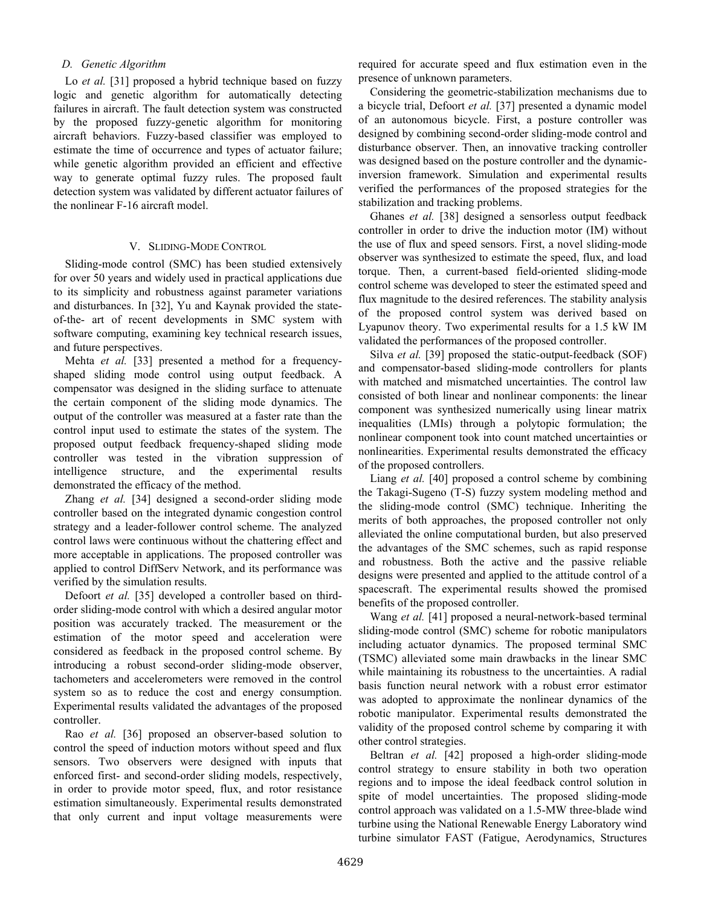### D. Genetic Algorithm

Lo *et al.* [31] proposed a hybrid technique based on fuzzy logic and genetic algorithm for automatically detecting failures in aircraft. The fault detection system was constructed by the proposed fuzzy-genetic algorithm for monitoring aircraft behaviors. Fuzzy-based classifier was employed to estimate the time of occurrence and types of actuator failure; while genetic algorithm provided an efficient and effective way to generate optimal fuzzy rules. The proposed fault detection system was validated by different actuator failures of the nonlinear F-16 aircraft model.

## V. Sliding-Mode Control

Sliding-mode control (SMC) has been studied extensively for over 50 years and widely used in practical applications due to its simplicity and robustness against parameter variations and disturbances. In [32], Yu and Kaynak provided the state-of-the- art of recent developments in SMC system with software computing, examining key technical research issues, and future perspectives.

Mehta *et al.* [33] presented a method for a frequency-shaped sliding mode control using output feedback. A compensator was designed in the sliding surface to attenuate the certain component of the sliding mode dynamics. The output of the controller was measured at a faster rate than the control input used to estimate the states of the system. The proposed output feedback frequency-shaped sliding mode controller was tested in the vibration suppression of intelligence structure, and the experimental results demonstrated the efficacy of the method.

Zhang *et al.* [34] designed a second-order sliding mode controller based on the integrated dynamic congestion control strategy and a leader-follower control scheme. The analyzed control laws were continuous without the chattering effect and more acceptable in applications. The proposed controller was applied to control DiffServ Network, and its performance was verified by the simulation results.

Defoort *et al.* [35] developed a controller based on third-order sliding-mode control with which a desired angular motor position was accurately tracked. The measurement or the estimation of the motor speed and acceleration were considered as feedback in the proposed control scheme. By introducing a robust second-order sliding-mode observer, tachometers and accelerometers were removed in the control system so as to reduce the cost and energy consumption. Experimental results validated the advantages of the proposed controller.

Rao *et al.* [36] proposed an observer-based solution to control the speed of induction motors without speed and flux sensors. Two observers were designed with inputs that enforced first- and second-order sliding models, respectively, in order to provide motor speed, flux, and rotor resistance estimation simultaneously. Experimental results demonstrated that only current and input voltage measurements were required for accurate speed and flux estimation even in the presence of unknown parameters.

Considering the geometric-stabilization mechanisms due to a bicycle trial, Defoort *et al.* [37] presented a dynamic model of an autonomous bicycle. First, a posture controller was designed by combining second-order sliding-mode control and disturbance observer. Then, an innovative tracking controller was designed based on the posture controller and the dynamic-inversion framework. Simulation and experimental results verified the performances of the proposed strategies for the stabilization and tracking problems.

Ghanes *et al.* [38] designed a sensorless output feedback controller in order to drive the induction motor (IM) without the use of flux and speed sensors. First, a novel sliding-mode observer was synthesized to estimate the speed, flux, and load torque. Then, a current-based field-oriented sliding-mode control scheme was developed to steer the estimated speed and flux magnitude to the desired references. The stability analysis of the proposed control system was derived based on Lyapunov theory. Two experimental results for a 1.5 kW IM validated the performances of the proposed controller.

Silva *et al.* [39] proposed the static-output-feedback (SOF) and compensator-based sliding-mode controllers for plants with matched and mismatched uncertainties. The control law consisted of both linear and nonlinear components: the linear component was synthesized numerically using linear matrix inequalities (LMIs) through a polytopic formulation; the nonlinear component took into count matched uncertainties or nonlinearities. Experimental results demonstrated the efficacy of the proposed controllers.

Liang *et al.* [40] proposed a control scheme by combining the Takagi-Sugeno (T-S) fuzzy system modeling method and the sliding-mode control (SMC) technique. Inheriting the merits of both approaches, the proposed controller not only alleviated the online computational burden, but also preserved the advantages of the SMC schemes, such as rapid response and robustness. Both the active and the passive reliable designs were presented and applied to the attitude control of a spacescraft. The experimental results showed the promised benefits of the proposed controller.

Wang *et al.* [41] proposed a neural-network-based terminal sliding-mode control (SMC) scheme for robotic manipulators including actuator dynamics. The proposed terminal SMC (TSMC) alleviated some main drawbacks in the linear SMC while maintaining its robustness to the uncertainties. A radial basis function neural network with a robust error estimator was adopted to approximate the nonlinear dynamics of the robotic manipulator. Experimental results demonstrated the validity of the proposed control scheme by comparing it with other control strategies.

Beltran *et al.* [42] proposed a high-order sliding-mode control strategy to ensure stability in both two operation regions and to impose the ideal feedback control solution in spite of model uncertainties. The proposed sliding-mode control approach was validated on a 1.5-MW three-blade wind turbine using the National Renewable Energy Laboratory wind turbine simulator FAST (Fatigue, Aerodynamics, Structures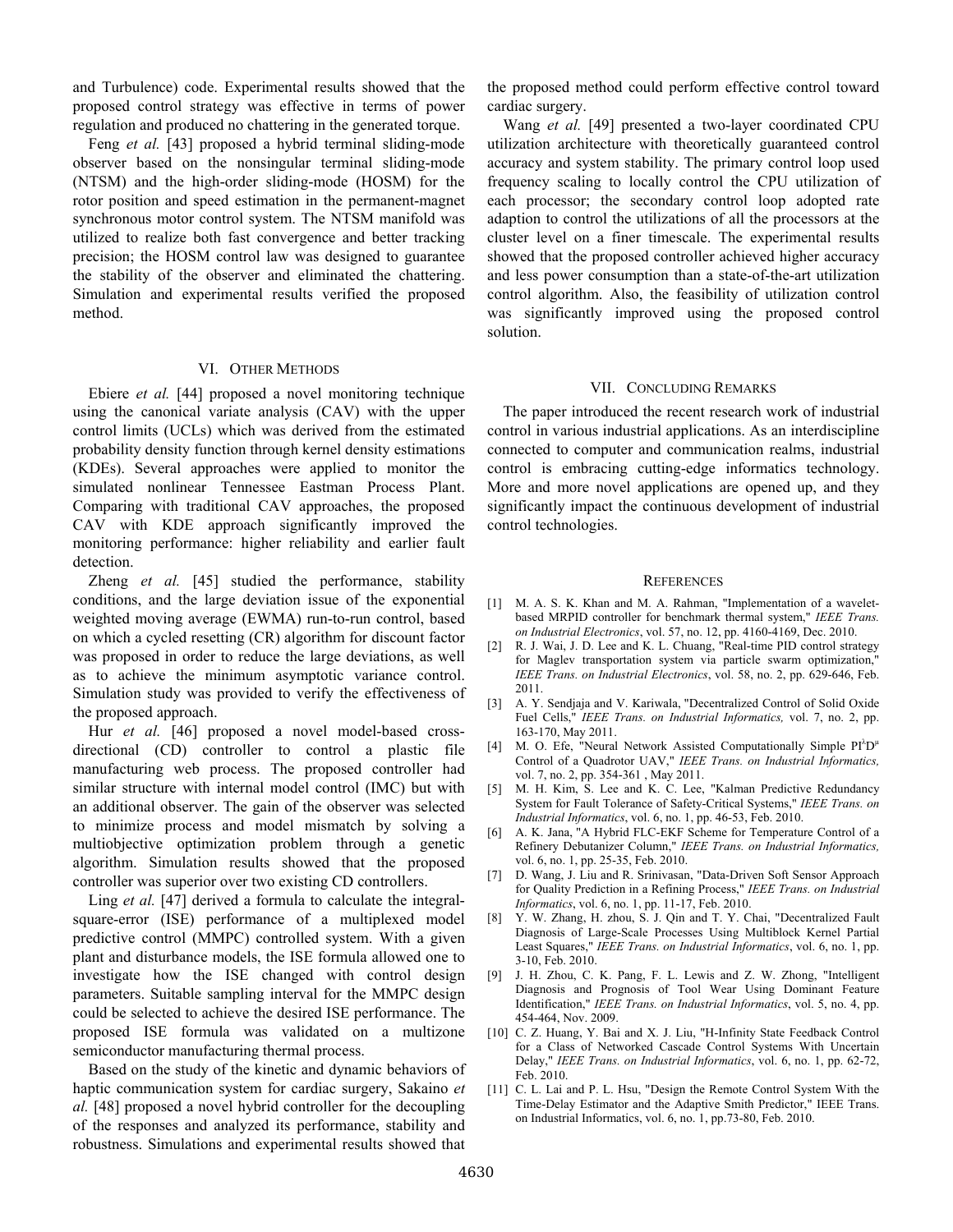and Turbulence) code. Experimental results showed that the proposed control strategy was effective in terms of power regulation and produced no chattering in the generated torque.

Feng *et al.* [43] proposed a hybrid terminal sliding-mode observer based on the nonsingular terminal sliding-mode (NTSM) and the high-order sliding-mode (HOSM) for the rotor position and speed estimation in the permanent-magnet synchronous motor control system. The NTSM manifold was utilized to realize both fast convergence and better tracking precision; the HOSM control law was designed to guarantee the stability of the observer and eliminated the chattering. Simulation and experimental results verified the proposed method.

## VI. Other Methods

Ebiere *et al.* [44] proposed a novel monitoring technique using the canonical variate analysis (CAV) with the upper control limits (UCLs) which was derived from the estimated probability density function through kernel density estimations (KDEs). Several approaches were applied to monitor the simulated nonlinear Tennessee Eastman Process Plant. Comparing with traditional CAV approaches, the proposed CAV with KDE approach significantly improved the monitoring performance: higher reliability and earlier fault detection.

Zheng *et al.* [45] studied the performance, stability conditions, and the large deviation issue of the exponential weighted moving average (EWMA) run-to-run control, based on which a cycled resetting (CR) algorithm for discount factor was proposed in order to reduce the large deviations, as well as to achieve the minimum asymptotic variance control. Simulation study was provided to verify the effectiveness of the proposed approach.

Hur *et al.* [46] proposed a novel model-based cross-directional (CD) controller to control a plastic file manufacturing web process. The proposed controller had similar structure with internal model control (IMC) but with an additional observer. The gain of the observer was selected to minimize process and model mismatch by solving a multiobjective optimization problem through a genetic algorithm. Simulation results showed that the proposed controller was superior over two existing CD controllers.

Ling *et al.* [47] derived a formula to calculate the integral-square-error (ISE) performance of a multiplexed model predictive control (MMPC) controlled system. With a given plant and disturbance models, the ISE formula allowed one to investigate how the ISE changed with control design parameters. Suitable sampling interval for the MMPC design could be selected to achieve the desired ISE performance. The proposed ISE formula was validated on a multizone semiconductor manufacturing thermal process.

Based on the study of the kinetic and dynamic behaviors of haptic communication system for cardiac surgery, Sakaino *et al.* [48] proposed a novel hybrid controller for the decoupling of the responses and analyzed its performance, stability and robustness. Simulations and experimental results showed that the proposed method could perform effective control toward cardiac surgery.

Wang *et al.* [49] presented a two-layer coordinated CPU utilization architecture with theoretically guaranteed control accuracy and system stability. The primary control loop used frequency scaling to locally control the CPU utilization of each processor; the secondary control loop adopted rate adaption to control the utilizations of all the processors at the cluster level on a finer timescale. The experimental results showed that the proposed controller achieved higher accuracy and less power consumption than a state-of-the-art utilization control algorithm. Also, the feasibility of utilization control was significantly improved using the proposed control solution.

## VII. Concluding Remarks

The paper introduced the recent research work of industrial control in various industrial applications. As an interdiscipline connected to computer and communication realms, industrial control is embracing cutting-edge informatics technology. More and more novel applications are opened up, and they significantly impact the continuous development of industrial control technologies.

## References

[1] M. A. S. K. Khan and M. A. Rahman, "Implementation of a wavelet-based MRPID controller for benchmark thermal system," *IEEE Trans. on Industrial Electronics*, vol. 57, no. 12, pp. 4160-4169, Dec. 2010.

[2] R. J. Wai, J. D. Lee and K. L. Chuang, "Real-time PID control strategy for Maglev transportation system via particle swarm optimization," *IEEE Trans. on Industrial Electronics*, vol. 58, no. 2, pp. 629-646, Feb. 2011.

[3] A. Y. Sendjaja and V. Kariwala, "Decentralized Control of Solid Oxide Fuel Cells," *IEEE Trans. on Industrial Informatics,* vol. 7, no. 2, pp. 163-170, May 2011.

[4] M. O. Efe, "Neural Network Assisted Computationally Simple $PI^{\lambda}D^{\mu}$ Control of a Quadrotor UAV," *IEEE Trans. on Industrial Informatics,* vol. 7, no. 2, pp. 354-361 , May 2011.

[5] M. H. Kim, S. Lee and K. C. Lee, "Kalman Predictive Redundancy System for Fault Tolerance of Safety-Critical Systems," *IEEE Trans. on Industrial Informatics*, vol. 6, no. 1, pp. 46-53, Feb. 2010.

[6] A. K. Jana, "A Hybrid FLC-EKF Scheme for Temperature Control of a Refinery Debutanizer Column," *IEEE Trans. on Industrial Informatics,* vol. 6, no. 1, pp. 25-35, Feb. 2010.

[7] D. Wang, J. Liu and R. Srinivasan, "Data-Driven Soft Sensor Approach for Quality Prediction in a Refining Process," *IEEE Trans. on Industrial Informatics*, vol. 6, no. 1, pp. 11-17, Feb. 2010.

[8] Y. W. Zhang, H. zhou, S. J. Qin and T. Y. Chai, "Decentralized Fault Diagnosis of Large-Scale Processes Using Multiblock Kernel Partial Least Squares," *IEEE Trans. on Industrial Informatics*, vol. 6, no. 1, pp. 3-10, Feb. 2010.

[9] J. H. Zhou, C. K. Pang, F. L. Lewis and Z. W. Zhong, "Intelligent Diagnosis and Prognosis of Tool Wear Using Dominant Feature Identification," *IEEE Trans. on Industrial Informatics*, vol. 5, no. 4, pp. 454-464, Nov. 2009.

[10] C. Z. Huang, Y. Bai and X. J. Liu, "H-Infinity State Feedback Control for a Class of Networked Cascade Control Systems With Uncertain Delay," *IEEE Trans. on Industrial Informatics*, vol. 6, no. 1, pp. 62-72, Feb. 2010.

[11] C. L. Lai and P. L. Hsu, "Design the Remote Control System With the Time-Delay Estimator and the Adaptive Smith Predictor," IEEE Trans. on Industrial Informatics, vol. 6, no. 1, pp.73-80, Feb. 2010.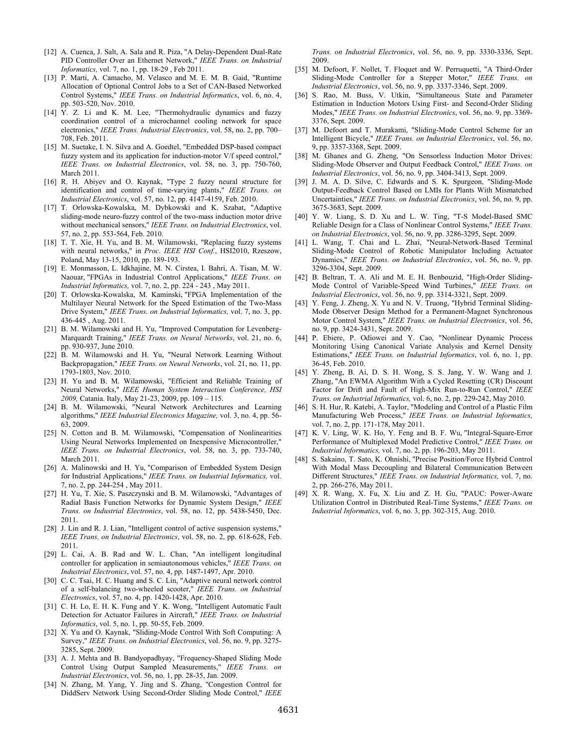[12] A. Cuenca, J. Salt, A. Sala and R. Piza, "A Delay-Dependent Dual-Rate PID Controller Over an Ethernet Network," *IEEE Trans. on Industrial Informatics,* vol. 7, no. 1, pp. 18-29 , Feb 2011.

[13] P. Marti, A. Camacho, M. Velasco and M. E. M. B. Gaid, "Runtime Allocation of Optional Control Jobs to a Set of CAN-Based Networked Control Systems," *IEEE Trans. on Industrial Informatics*, vol. 6, no. 4, pp. 503-520, Nov. 2010.

[14] Y. Z. Li and K. M. Lee, "Thermohydraulic dynamics and fuzzy coordination control of a microchannel cooling network for space electronics," *IEEE Trans. Industrial Electronics*, vol. 58, no. 2, pp. 700–708, Feb. 2011.

[15] M. Suetake, I. N. Silva and A. Goedtel, "Embedded DSP-based compact fuzzy system and its application for induction-motor V/f speed control," *IEEE Trans. on Industrial Electronics*, vol. 58, no. 3, pp. 750-760, March 2011.

[16] R. H. Abiyev and O. Kaynak, "Type 2 fuzzy neural structure for identification and control of time-varying plants," *IEEE Trans. on Industrial Electronics*, vol. 57, no. 12, pp. 4147-4159, Feb. 2010.

[17] T. Orlowska-Kowalska, M. Dybkowski and K. Szabat, "Adaptive sliding-mode neuro-fuzzy control of the two-mass induction motor drive without mechanical sensors," *IEEE Trans. on Industrial Electronics*, vol. 57, no. 2, pp. 553-564, Feb. 2010.

[18] T. T. Xie, H. Yu, and B. M. Wilamowski, "Replacing fuzzy systems with neural networks," in *Proc. IEEE HSI Conf.*, HSI2010, Rzeszow, Poland, May 13-15, 2010, pp. 189-193.

[19] E. Monmasson, L. Idkhajine, M. N. Cirstea, I. Bahri, A. Tisan, M. W. Naouar, "FPGAs in Industrial Control Applications," *IEEE Trans. on Industrial Informatics,* vol. 7, no. 2, pp. 224 - 243 , May 2011.

[20] T. Orlowska-Kowalska, M. Kaminski, "FPGA Implementation of the Multilayer Neural Network for the Speed Estimation of the Two-Mass Drive System," *IEEE Trans. on Industrial Informatics,* vol. 7, no. 3, pp. 436-445 , Aug. 2011.

[21] B. M. Wilamowski and H. Yu, "Improved Computation for Levenberg-Marquardt Training," *IEEE Trans. on Neural Networks*, vol. 21, no. 6, pp. 930-937, June 2010.

[22] B. M. Wilamowski and H. Yu, "Neural Network Learning Without Backpropagation," *IEEE Trans. on Neural Networks*, vol. 21, no. 11, pp. 1793-1803, Nov. 2010.

[23] H. Yu and B. M. Wilamowski, "Efficient and Reliable Training of Neural Networks," *IEEE Human System Interaction Conference, HSI 2009,* Catania. Italy, May 21-23, 2009, pp. 109 – 115.

[24] B. M. Wilamowski, "Neural Network Architectures and Learning algorithms," *IEEE Industrial Electronics Magazine,* vol. 3, no. 4, pp. 56-63, 2009.

[25] N. Cotton and B. M. Wilamowski, "Compensation of Nonlinearities Using Neural Networks Implemented on Inexpensive Microcontroller," *IEEE Trans. on Industrial Electronics*, vol. 58, no. 3, pp. 733-740, March 2011.

[26] A. Malinowski and H. Yu, "Comparison of Embedded System Design for Industrial Applications," *IEEE Trans. on Industrial Informatics,* vol. 7, no. 2, pp. 244-254 , May 2011.

[27] H. Yu, T. Xie, S. Paszczynski and B. M. Wilamowski, "Advantages of Radial Basis Function Networks for Dynamic System Design," *IEEE Trans. on Industrial Electronics*, vol. 58, no. 12, pp. 5438-5450, Dec. 2011.

[28] J. Lin and R. J. Lian, "Intelligent control of active suspension systems," *IEEE Trans. on Industrial Electronics*, vol. 58, no. 2, pp. 618-628, Feb. 2011.

[29] L. Cai, A. B. Rad and W. L. Chan, "An intelligent longitudinal controller for application in semiautonomous vehicles," *IEEE Trans. on Industrial Electronics*, vol. 57, no. 4, pp. 1487-1497, Apr. 2010.

[30] C. C. Tsai, H. C. Huang and S. C. Lin, "Adaptive neural network control of a self-balancing two-wheeled scooter," *IEEE Trans. on Industrial Electronics*, vol. 57, no. 4, pp. 1420-1428, Apr. 2010.

[31] C. H. Lo, E. H. K. Fung and Y. K. Wong, "Intelligent Automatic Fault Detection for Actuator Failures in Aircraft," *IEEE Trans. on Industrial Informatics*, vol. 5, no. 1, pp. 50-55, Feb. 2009.

[32] X. Yu and O. Kaynak, "Sliding-Mode Control With Soft Computing: A Survey," *IEEE Trans. on Industrial Electronics*, vol. 56, no. 9, pp. 3275-3285, Sept. 2009.

[33] A. J. Mehta and B. Bandyopadhyay, "Frequency-Shaped Sliding Mode Control Using Output Sampled Measurements," *IEEE Trans. on Industrial Electronics*, vol. 56, no. 1, pp. 28-35, Jan. 2009.

[34] N. Zhang, M. Yang, Y. Jing and S. Zhang, "Congestion Control for DiddServ Network Using Second-Order Sliding Mode Control," *IEEE Trans. on Industrial Electronics*, vol. 56, no. 9, pp. 3330-3336, Sept. 2009.

[35] M. Defoort, F. Nollet, T. Floquet and W. Perruquetti, "A Third-Order Sliding-Mode Controller for a Stepper Motor," *IEEE Trans. on Industrial Electronics*, vol. 56, no. 9, pp. 3337-3346, Sept. 2009.

[36] S. Rao, M. Buss, V. Utkin, "Simultaneous State and Parameter Estimation in Induction Motors Using First- and Second-Order Sliding Modes," *IEEE Trans. on Industrial Electronics*, vol. 56, no. 9, pp. 3369-3376, Sept. 2009.

[37] M. Defoort and T. Murakami, "Sliding-Mode Control Scheme for an Intelligent Bicycle," *IEEE Trans. on Industrial Electronics*, vol. 56, no. 9, pp. 3357-3368, Sept. 2009.

[38] M. Ghanes and G. Zheng, "On Sensorless Induction Motor Drives: Sliding-Mode Observer and Output Feedback Control," *IEEE Trans. on Industrial Electronics*, vol. 56, no. 9, pp. 3404-3413, Sept. 2009.

[39] J. M. A. D. Silve, C. Edwards and S. K. Spurgeon, "Sliding-Mode Output-Feedback Control Based on LMIs for Plants With Mismatched Uncertainties," *IEEE Trans. on Industrial Electronics*, vol. 56, no. 9, pp. 3675-3683, Sept. 2009.

[40] Y. W. Liang, S. D. Xu and L. W. Ting, "T-S Model-Based SMC Reliable Design for a Class of Nonlinear Control Systems," *IEEE Trans. on Industrial Electronics*, vol. 56, no. 9, pp. 3286-3295, Sept. 2009.

[41] L. Wang, T. Chai and L. Zhai, "Neural-Network-Based Terminal Sliding-Mode Control of Robotic Manipulator Including Actuator Dynamics," *IEEE Trans. on Industrial Electronics*, vol. 56, no. 9, pp. 3296-3304, Sept. 2009.

[42] B. Beltran, T. A. Ali and M. E. H. Benbouzid, "High-Order Sliding-Mode Control of Variable-Speed Wind Turbines," *IEEE Trans. on Industrial Electronics*, vol. 56, no. 9, pp. 3314-3321, Sept. 2009.

[43] Y. Feng, J. Zheng, X. Yu and N. V. Truong, "Hybrid Terminal Sliding-Mode Observer Design Method for a Permanent-Magnet Synchronous Motor Control System," *IEEE Trans. on Industrial Electronics*, vol. 56, no. 9, pp. 3424-3431, Sept. 2009.

[44] P. Ebiere, P. Odiowei and Y. Cao, "Nonlinear Dynamic Process Monitoring Using Canonical Variate Analysis and Kernel Density Estimations," *IEEE Trans. on Industrial Informatics*, vol. 6, no. 1, pp. 36-45, Feb. 2010.

[45] Y. Zheng, B. Ai, D. S. H. Wong, S. S. Jang, Y. W. Wang and J. Zhang, "An EWMA Algorithm With a Cycled Resetting (CR) Discount Factor for Drift and Fault of High-Mix Run-to-Run Control," *IEEE Trans. on Industrial Informatics,* vol. 6, no. 2, pp. 229-242, May 2010.

[46] S. H. Hur, R. Katebi, A. Taylor, "Modeling and Control of a Plastic Film Manufacturing Web Process," *IEEE Trans. on Industrial Informatics,* vol. 7, no. 2, pp. 171-178, May 2011.

[47] K. V. Ling, W. K. Ho, Y. Feng and B. F. Wu, "Integral-Square-Error Performance of Multiplexed Model Predictive Control," *IEEE Trans. on Industrial Informatics,* vol. 7, no. 2, pp. 196-203, May 2011.

[48] S. Sakaino, T. Sato, K. Ohnishi, "Precise Position/Force Hybrid Control With Modal Mass Decoupling and Bilateral Communication Between Different Structures," *IEEE Trans. on Industrial Informatics,* vol. 7, no. 2, pp. 266-276, May 2011.

[49] X. R. Wang, X. Fu, X. Liu and Z. H. Gu, "PAUC: Power-Aware Utilization Control in Distributed Real-Time Systems," *IEEE Trans. on Industrial Informatics*, vol. 6, no. 3, pp. 302-315, Aug. 2010.